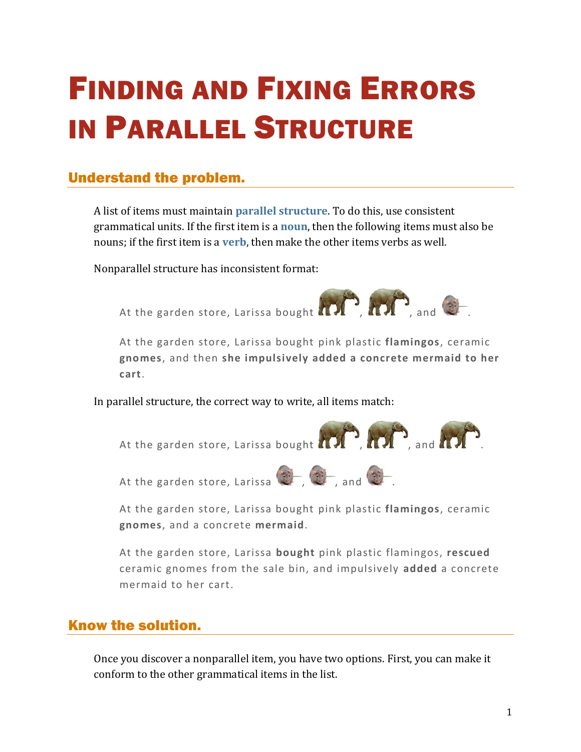# Finding and Fixing Errors in Parallel Structure

## Understand the problem.

A list of items must maintain **parallel structure**. To do this, use consistent grammatical units. If the first item is a **noun**, then the following items must also be nouns; if the first item is a **verb**, then make the other items verbs as well.

Nonparallel structure has inconsistent format:

> At the garden store, Larissa bought , , and .
>
> At the garden store, Larissa bought pink plastic **flamingos**, ceramic **gnomes**, and then **she impulsively added a concrete mermaid to her cart**.

In parallel structure, the correct way to write, all items match:

> At the garden store, Larissa bought , , and .
>
> At the garden store, Larissa , , and .
>
> At the garden store, Larissa bought pink plastic **flamingos**, ceramic **gnomes**, and a concrete **mermaid**.
>
> At the garden store, Larissa **bought** pink plastic flamingos, **rescued** ceramic gnomes from the sale bin, and impulsively **added** a concrete mermaid to her cart.

## Know the solution.

Once you discover a nonparallel item, you have two options. First, you can make it conform to the other grammatical items in the list.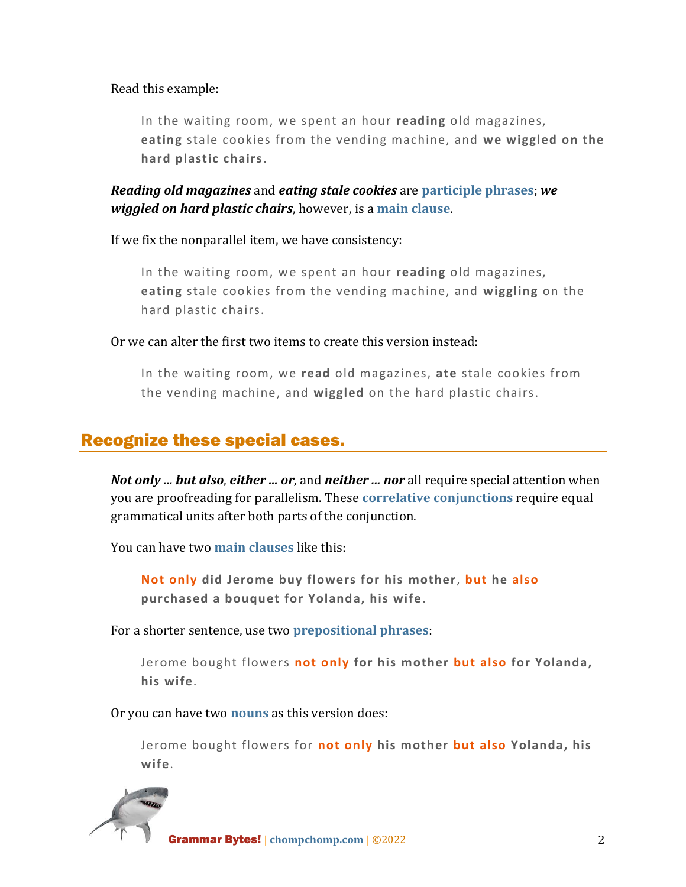Read this example:

> In the waiting room, we spent an hour **reading** old magazines, **eating** stale cookies from the vending machine, and **we wiggled on the hard plastic chairs**.

***Reading old magazines*** and ***eating stale cookies*** are **participle phrases**; ***we wiggled on hard plastic chairs***, however, is a **main clause**.

If we fix the nonparallel item, we have consistency:

> In the waiting room, we spent an hour **reading** old magazines, **eating** stale cookies from the vending machine, and **wiggling** on the hard plastic chairs.

Or we can alter the first two items to create this version instead:

> In the waiting room, we **read** old magazines, **ate** stale cookies from the vending machine, and **wiggled** on the hard plastic chairs.

## Recognize these special cases.

***Not only … but also***, ***either … or***, and ***neither … nor*** all require special attention when you are proofreading for parallelism. These **correlative conjunctions** require equal grammatical units after both parts of the conjunction.

You can have two **main clauses** like this:

> **Not only did Jerome buy flowers for his mother**, **but he also purchased a bouquet for Yolanda, his wife**.

For a shorter sentence, use two **prepositional phrases**:

> Jerome bought flowers **not only for his mother but also for Yolanda, his wife**.

Or you can have two **nouns** as this version does:

> Jerome bought flowers for **not only his mother but also Yolanda, his wife**.